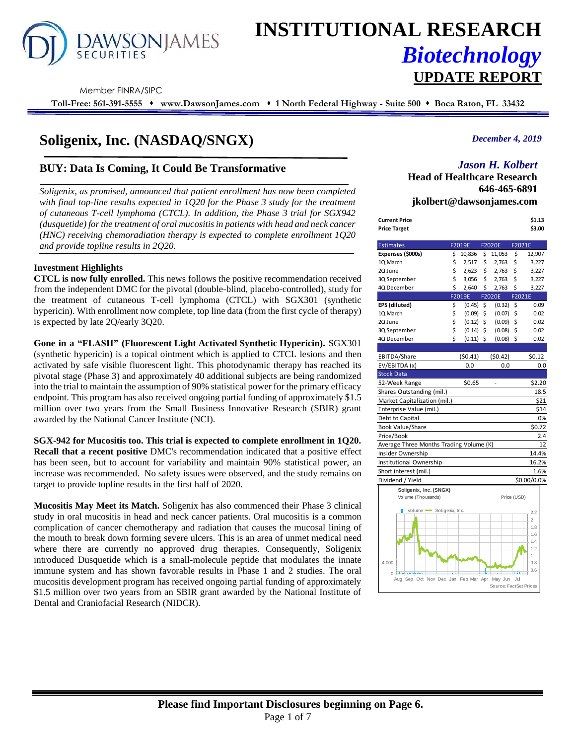# INSTITUTIONAL RESEARCH
## *Biotechnology*
## UPDATE REPORT

Member FINRA/SIPC

**Toll-Free: 561-391-5555 • www.DawsonJames.com • 1 North Federal Highway - Suite 500 • Boca Raton, FL 33432**

# Soligenix, Inc. (NASDAQ/SNGX)

*December 4, 2019*

## BUY: Data Is Coming, It Could Be Transformative

*Jason H. Kolbert*
**Head of Healthcare Research**
**646-465-6891**
**jkolbert@dawsonjames.com**

*Soligenix, as promised, announced that patient enrollment has now been completed with final top-line results expected in 1Q20 for the Phase 3 study for the treatment of cutaneous T-cell lymphoma (CTCL). In addition, the Phase 3 trial for SGX942 (dusquetide) for the treatment of oral mucositis in patients with head and neck cancer (HNC) receiving chemoradiation therapy is expected to complete enrollment 1Q20 and provide topline results in 2Q20.*

### Investment Highlights

**CTCL is now fully enrolled.** This news follows the positive recommendation received from the independent DMC for the pivotal (double-blind, placebo-controlled), study for the treatment of cutaneous T-cell lymphoma (CTCL) with SGX301 (synthetic hypericin). With enrollment now complete, top line data (from the first cycle of therapy) is expected by late 2Q/early 3Q20.

**Gone in a "FLASH" (Fluorescent Light Activated Synthetic Hypericin).** SGX301 (synthetic hypericin) is a topical ointment which is applied to CTCL lesions and then activated by safe visible fluorescent light. This photodynamic therapy has reached its pivotal stage (Phase 3) and approximately 40 additional subjects are being randomized into the trial to maintain the assumption of 90% statistical power for the primary efficacy endpoint. This program has also received ongoing partial funding of approximately $1.5 million over two years from the Small Business Innovative Research (SBIR) grant awarded by the National Cancer Institute (NCI).

**SGX-942 for Mucositis too. This trial is expected to complete enrollment in 1Q20. Recall that a recent positive** DMC's recommendation indicated that a positive effect has been seen, but to account for variability and maintain 90% statistical power, an increase was recommended. No safety issues were observed, and the study remains on target to provide topline results in the first half of 2020.

**Mucositis May Meet its Match.** Soligenix has also commenced their Phase 3 clinical study in oral mucositis in head and neck cancer patients. Oral mucositis is a common complication of cancer chemotherapy and radiation that causes the mucosal lining of the mouth to break down forming severe ulcers. This is an area of unmet medical need where there are currently no approved drug therapies. Consequently, Soligenix introduced Dusquetide which is a small-molecule peptide that modulates the innate immune system and has shown favorable results in Phase 1 and 2 studies. The oral mucositis development program has received ongoing partial funding of approximately $1.5 million over two years from an SBIR grant awarded by the National Institute of Dental and Craniofacial Research (NIDCR).

| | |
|---|---|
| **Current Price** | **$1.13** |
| **Price Target** | **$3.00** |

| Estimates | F2019E | F2020E | F2021E |
|---|---|---|---|
| **Expenses ($000s)** | $ 10,836 | $ 11,053 | $ 12,907 |
| 1Q March | $ 2,517 | $ 2,763 | $ 3,227 |
| 2Q June | $ 2,623 | $ 2,763 | $ 3,227 |
| 3Q September | $ 3,056 | $ 2,763 | $ 3,227 |
| 4Q December | $ 2,640 | $ 2,763 | $ 3,227 |
| | F2019E | F2020E | F2021E |
| **EPS (diluted)** | $ (0.45) | $ (0.32) | $ 0.09 |
| 1Q March | $ (0.09) | $ (0.07) | $ 0.02 |
| 2Q June | $ (0.12) | $ (0.09) | $ 0.02 |
| 3Q September | $ (0.14) | $ (0.08) | $ 0.02 |
| 4Q December | $ (0.11) | $ (0.08) | $ 0.02 |
| EBITDA/Share | ($0.41) | ($0.42) | $0.12 |
| EV/EBITDA (x) | 0.0 | 0.0 | 0.0 |

| Stock Data | |
|---|---|
| 52-Week Range | $0.65 - $2.20 |
| Shares Outstanding (mil.) | 18.5 |
| Market Capitalization (mil.) | $21 |
| Enterprise Value (mil.) | $14 |
| Debt to Capital | 0% |
| Book Value/Share | $0.72 |
| Price/Book | 2.4 |
| Average Three Months Trading Volume (K) | 12 |
| Insider Ownership | 14.4% |
| Institutional Ownership | 16.2% |
| Short interest (mil.) | 1.6% |
| Dividend / Yield | $0.00/0.0% |

Soligenix, Inc. (SNGX)
Volume (Thousands) — Price (USD)
Source: FactSet Prices

**Please find Important Disclosures beginning on Page 6.**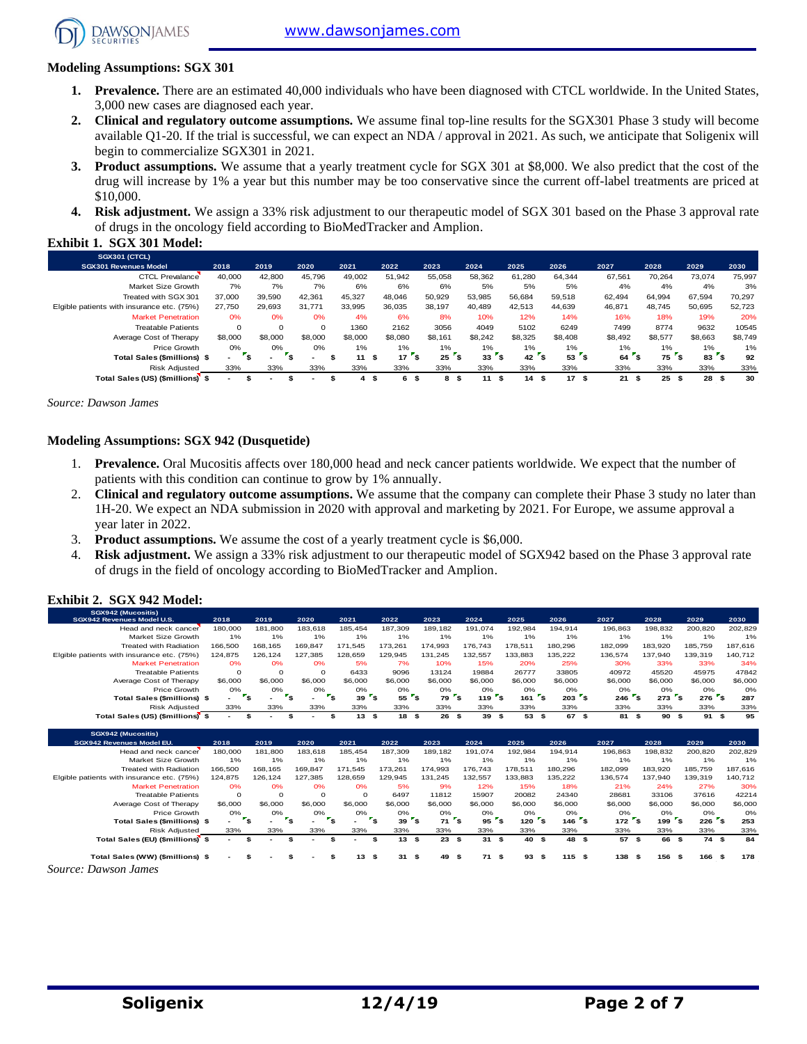## Modeling Assumptions: SGX 301

1. **Prevalence.** There are an estimated 40,000 individuals who have been diagnosed with CTCL worldwide. In the United States, 3,000 new cases are diagnosed each year.
2. **Clinical and regulatory outcome assumptions.** We assume final top-line results for the SGX301 Phase 3 study will become available Q1-20. If the trial is successful, we can expect an NDA / approval in 2021. As such, we anticipate that Soligenix will begin to commercialize SGX301 in 2021.
3. **Product assumptions.** We assume that a yearly treatment cycle for SGX 301 at $8,000. We also predict that the cost of the drug will increase by 1% a year but this number may be too conservative since the current off-label treatments are priced at $10,000.
4. **Risk adjustment.** We assign a 33% risk adjustment to our therapeutic model of SGX 301 based on the Phase 3 approval rate of drugs in the oncology field according to BioMedTracker and Amplion.

### Exhibit 1. SGX 301 Model:

| SGX301 (CTCL) SGX301 Revenues Model | 2018 | 2019 | 2020 | 2021 | 2022 | 2023 | 2024 | 2025 | 2026 | 2027 | 2028 | 2029 | 2030 |
|---|---|---|---|---|---|---|---|---|---|---|---|---|---|
| CTCL Prevalance | 40,000 | 42,800 | 45,796 | 49,002 | 51,942 | 55,058 | 58,362 | 61,280 | 64,344 | 67,561 | 70,264 | 73,074 | 75,997 |
| Market Size Growth | 7% | 7% | 7% | 6% | 6% | 6% | 5% | 5% | 5% | 4% | 4% | 4% | 3% |
| Treated with SGX 301 | 37,000 | 39,590 | 42,361 | 45,327 | 48,046 | 50,929 | 53,985 | 56,684 | 59,518 | 62,494 | 64,994 | 67,594 | 70,297 |
| Elgible patients with insurance etc. (75%) | 27,750 | 29,693 | 31,771 | 33,995 | 36,035 | 38,197 | 40,489 | 42,513 | 44,639 | 46,871 | 48,745 | 50,695 | 52,723 |
| Market Penetration | 0% | 0% | 0% | 4% | 6% | 8% | 10% | 12% | 14% | 16% | 18% | 19% | 20% |
| Treatable Patients | 0 | 0 | 0 | 1360 | 2162 | 3056 | 4049 | 5102 | 6249 | 7499 | 8774 | 9632 | 10545 |
| Average Cost of Therapy | $8,000 | $8,000 | $8,000 | $8,000 | $8,080 | $8,161 | $8,242 | $8,325 | $8,408 | $8,492 | $8,577 | $8,663 | $8,749 |
| Price Growth | 0% | 0% | 0% | 1% | 1% | 1% | 1% | 1% | 1% | 1% | 1% | 1% | 1% |
| **Total Sales ($millions)** | **$ -** | **$ -** | **$ -** | **$ 11** | **$ 17** | **$ 25** | **$ 33** | **$ 42** | **$ 53** | **$ 64** | **$ 75** | **$ 83** | **$ 92** |
| Risk Adjusted | 33% | 33% | 33% | 33% | 33% | 33% | 33% | 33% | 33% | 33% | 33% | 33% | 33% |
| **Total Sales (US) ($millions)** | **$ -** | **$ -** | **$ -** | **$ 4** | **$ 6** | **$ 8** | **$ 11** | **$ 14** | **$ 17** | **$ 21** | **$ 25** | **$ 28** | **$ 30** |

*Source: Dawson James*

## Modeling Assumptions: SGX 942 (Dusquetide)

1. **Prevalence.** Oral Mucositis affects over 180,000 head and neck cancer patients worldwide. We expect that the number of patients with this condition can continue to grow by 1% annually.
2. **Clinical and regulatory outcome assumptions.** We assume that the company can complete their Phase 3 study no later than 1H-20. We expect an NDA submission in 2020 with approval and marketing by 2021. For Europe, we assume approval a year later in 2022.
3. **Product assumptions.** We assume the cost of a yearly treatment cycle is $6,000.
4. **Risk adjustment.** We assign a 33% risk adjustment to our therapeutic model of SGX942 based on the Phase 3 approval rate of drugs in the field of oncology according to BioMedTracker and Amplion.

### Exhibit 2. SGX 942 Model:

| SGX942 (Mucositis) SGX942 Revenues Model U.S. | 2018 | 2019 | 2020 | 2021 | 2022 | 2023 | 2024 | 2025 | 2026 | 2027 | 2028 | 2029 | 2030 |
|---|---|---|---|---|---|---|---|---|---|---|---|---|---|
| Head and neck cancer | 180,000 | 181,800 | 183,618 | 185,454 | 187,309 | 189,182 | 191,074 | 192,984 | 194,914 | 196,863 | 198,832 | 200,820 | 202,829 |
| Market Size Growth | 1% | 1% | 1% | 1% | 1% | 1% | 1% | 1% | 1% | 1% | 1% | 1% | 1% |
| Treated with Radiation | 166,500 | 168,165 | 169,847 | 171,545 | 173,261 | 174,993 | 176,743 | 178,511 | 180,296 | 182,099 | 183,920 | 185,759 | 187,616 |
| Elgible patients with insurance etc. (75%) | 124,875 | 126,124 | 127,385 | 128,659 | 129,945 | 131,245 | 132,557 | 133,883 | 135,222 | 136,574 | 137,940 | 139,319 | 140,712 |
| Market Penetration | 0% | 0% | 0% | 5% | 7% | 10% | 15% | 20% | 25% | 30% | 33% | 33% | 34% |
| Treatable Patients | 0 | 0 | 0 | 6433 | 9096 | 13124 | 19884 | 26777 | 33805 | 40972 | 45520 | 45975 | 47842 |
| Average Cost of Therapy | $6,000 | $6,000 | $6,000 | $6,000 | $6,000 | $6,000 | $6,000 | $6,000 | $6,000 | $6,000 | $6,000 | $6,000 | $6,000 |
| Price Growth | 0% | 0% | 0% | 0% | 0% | 0% | 0% | 0% | 0% | 0% | 0% | 0% | 0% |
| **Total Sales ($millions)** | **$ -** | **$ -** | **$ -** | **$ 39** | **$ 55** | **$ 79** | **$ 119** | **$ 161** | **$ 203** | **$ 246** | **$ 273** | **$ 276** | **$ 287** |
| Risk Adjusted | 33% | 33% | 33% | 33% | 33% | 33% | 33% | 33% | 33% | 33% | 33% | 33% | 33% |
| **Total Sales (US) ($millions)** | **$ -** | **$ -** | **$ -** | **$ 13** | **$ 18** | **$ 26** | **$ 39** | **$ 53** | **$ 67** | **$ 81** | **$ 90** | **$ 91** | **$ 95** |

| SGX942 (Mucositis) SGX942 Revenues Model EU. | 2018 | 2019 | 2020 | 2021 | 2022 | 2023 | 2024 | 2025 | 2026 | 2027 | 2028 | 2029 | 2030 |
|---|---|---|---|---|---|---|---|---|---|---|---|---|---|
| Head and neck cancer | 180,000 | 181,800 | 183,618 | 185,454 | 187,309 | 189,182 | 191,074 | 192,984 | 194,914 | 196,863 | 198,832 | 200,820 | 202,829 |
| Market Size Growth | 1% | 1% | 1% | 1% | 1% | 1% | 1% | 1% | 1% | 1% | 1% | 1% | 1% |
| Treated with Radiation | 166,500 | 168,165 | 169,847 | 171,545 | 173,261 | 174,993 | 176,743 | 178,511 | 180,296 | 182,099 | 183,920 | 185,759 | 187,616 |
| Elgible patients with insurance etc. (75%) | 124,875 | 126,124 | 127,385 | 128,659 | 129,945 | 131,245 | 132,557 | 133,883 | 135,222 | 136,574 | 137,940 | 139,319 | 140,712 |
| Market Penetration | 0% | 0% | 0% | 0% | 5% | 9% | 12% | 15% | 18% | 21% | 24% | 27% | 30% |
| Treatable Patients | 0 | 0 | 0 | 0 | 6497 | 11812 | 15907 | 20082 | 24340 | 28681 | 33106 | 37616 | 42214 |
| Average Cost of Therapy | $6,000 | $6,000 | $6,000 | $6,000 | $6,000 | $6,000 | $6,000 | $6,000 | $6,000 | $6,000 | $6,000 | $6,000 | $6,000 |
| Price Growth | 0% | 0% | 0% | 0% | 0% | 0% | 0% | 0% | 0% | 0% | 0% | 0% | 0% |
| **Total Sales ($millions)** | **$ -** | **$ -** | **$ -** | **$ -** | **$ 39** | **$ 71** | **$ 95** | **$ 120** | **$ 146** | **$ 172** | **$ 199** | **$ 226** | **$ 253** |
| Risk Adjusted | 33% | 33% | 33% | 33% | 33% | 33% | 33% | 33% | 33% | 33% | 33% | 33% | 33% |
| **Total Sales (EU) ($millions)** | **$ -** | **$ -** | **$ -** | **$ -** | **$ 13** | **$ 23** | **$ 31** | **$ 40** | **$ 48** | **$ 57** | **$ 66** | **$ 74** | **$ 84** |
| | | | | | | | | | | | | | |
| **Total Sales (WW) ($millions)** | **$ -** | **$ -** | **$ -** | **$ 13** | **$ 31** | **$ 49** | **$ 71** | **$ 93** | **$ 115** | **$ 138** | **$ 156** | **$ 166** | **$ 178** |

*Source: Dawson James*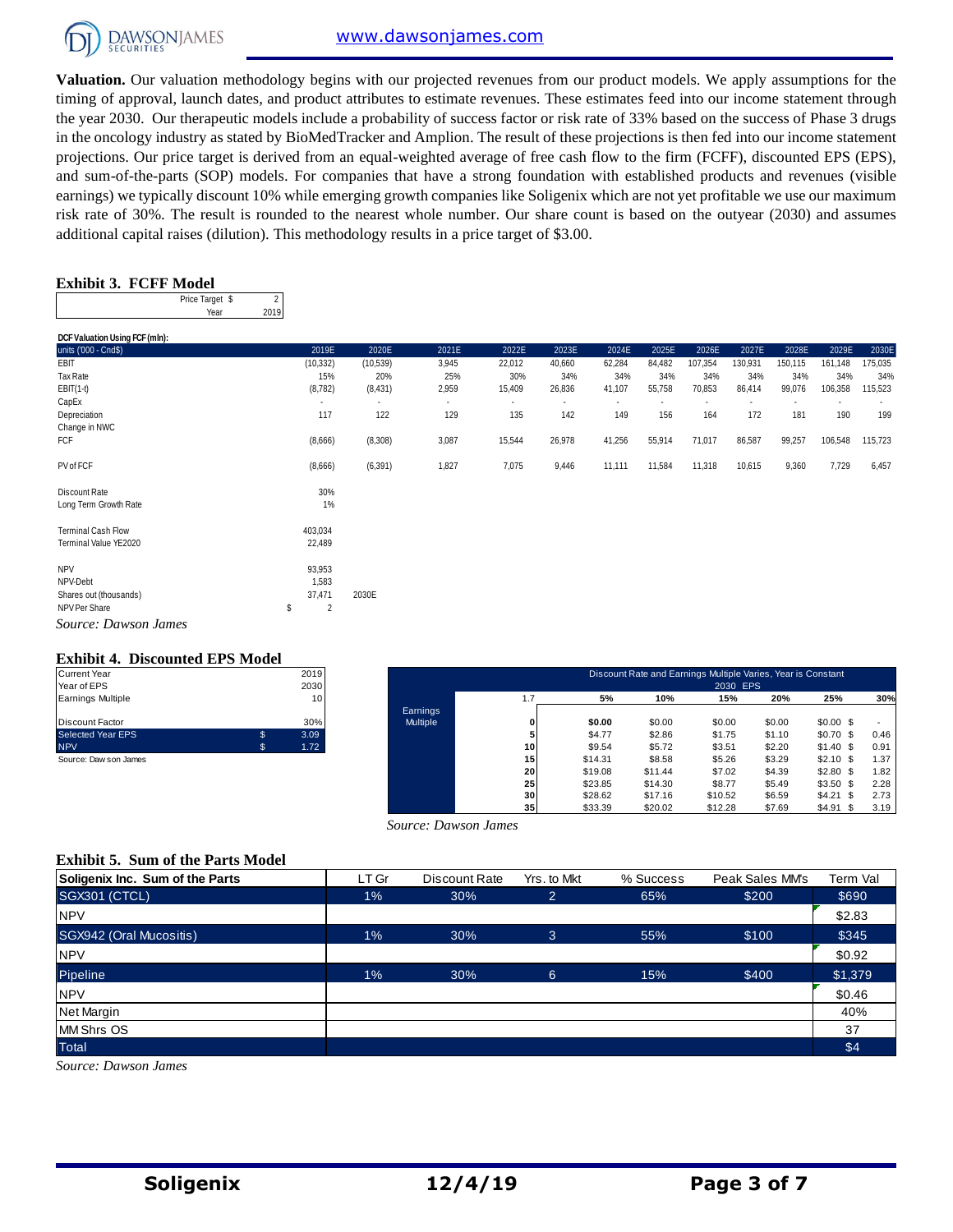**Valuation.** Our valuation methodology begins with our projected revenues from our product models. We apply assumptions for the timing of approval, launch dates, and product attributes to estimate revenues. These estimates feed into our income statement through the year 2030. Our therapeutic models include a probability of success factor or risk rate of 33% based on the success of Phase 3 drugs in the oncology industry as stated by BioMedTracker and Amplion. The result of these projections is then fed into our income statement projections. Our price target is derived from an equal-weighted average of free cash flow to the firm (FCFF), discounted EPS (EPS), and sum-of-the-parts (SOP) models. For companies that have a strong foundation with established products and revenues (visible earnings) we typically discount 10% while emerging growth companies like Soligenix which are not yet profitable we use our maximum risk rate of 30%. The result is rounded to the nearest whole number. Our share count is based on the outyear (2030) and assumes additional capital raises (dilution). This methodology results in a price target of $3.00.

## Exhibit 3. FCFF Model

| | |
|---|---|
| Price Target $ | 2 |
| Year | 2019 |

**DCF Valuation Using FCF (mln):**

| units ('000 - Cnd$) | 2019E | 2020E | 2021E | 2022E | 2023E | 2024E | 2025E | 2026E | 2027E | 2028E | 2029E | 2030E |
|---|---|---|---|---|---|---|---|---|---|---|---|---|
| EBIT | (10,332) | (10,539) | 3,945 | 22,012 | 40,660 | 62,284 | 84,482 | 107,354 | 130,931 | 150,115 | 161,148 | 175,035 |
| Tax Rate | 15% | 20% | 25% | 30% | 34% | 34% | 34% | 34% | 34% | 34% | 34% | 34% |
| EBIT(1-t) | (8,782) | (8,431) | 2,959 | 15,409 | 26,836 | 41,107 | 55,758 | 70,853 | 86,414 | 99,076 | 106,358 | 115,523 |
| CapEx | - | - | - | - | - | - | - | - | - | - | - | - |
| Depreciation | 117 | 122 | 129 | 135 | 142 | 149 | 156 | 164 | 172 | 181 | 190 | 199 |
| Change in NWC | | | | | | | | | | | | |
| FCF | (8,666) | (8,308) | 3,087 | 15,544 | 26,978 | 41,256 | 55,914 | 71,017 | 86,587 | 99,257 | 106,548 | 115,723 |
| | | | | | | | | | | | | |
| PV of FCF | (8,666) | (6,391) | 1,827 | 7,075 | 9,446 | 11,111 | 11,584 | 11,318 | 10,615 | 9,360 | 7,729 | 6,457 |
| | | | | | | | | | | | | |
| Discount Rate | 30% | | | | | | | | | | | |
| Long Term Growth Rate | 1% | | | | | | | | | | | |
| | | | | | | | | | | | | |
| Terminal Cash Flow | 403,034 | | | | | | | | | | | |
| Terminal Value YE2020 | 22,489 | | | | | | | | | | | |
| | | | | | | | | | | | | |
| NPV | 93,953 | | | | | | | | | | | |
| NPV-Debt | 1,583 | | | | | | | | | | | |
| Shares out (thousands) | 37,471 | 2030E | | | | | | | | | | |
| NPV Per Share | $ 2 | | | | | | | | | | | |

*Source: Dawson James*

## Exhibit 4. Discounted EPS Model

| | | |
|---|---|---|
| Current Year | | 2019 |
| Year of EPS | | 2030 |
| Earnings Multiple | | 10 |
| | | |
| Discount Factor | | 30% |
| Selected Year EPS | $ | 3.09 |
| NPV | $ | 1.72 |

Source: Dawson James

| | Discount Rate and Earnings Multiple Varies, Year is Constant | | | | | | |
|---|---|---|---|---|---|---|---|
| | 2030 EPS | | | | | | |
| | 1.7 | 5% | 10% | 15% | 20% | 25% | 30% |
| Earnings Multiple | 0 | $0.00 | $0.00 | $0.00 | $0.00 | $0.00 | $ - |
| | 5 | $4.77 | $2.86 | $1.75 | $1.10 | $0.70 | $ 0.46 |
| | 10 | $9.54 | $5.72 | $3.51 | $2.20 | $1.40 | $ 0.91 |
| | 15 | $14.31 | $8.58 | $5.26 | $3.29 | $2.10 | $ 1.37 |
| | 20 | $19.08 | $11.44 | $7.02 | $4.39 | $2.80 | $ 1.82 |
| | 25 | $23.85 | $14.30 | $8.77 | $5.49 | $3.50 | $ 2.28 |
| | 30 | $28.62 | $17.16 | $10.52 | $6.59 | $4.21 | $ 2.73 |
| | 35 | $33.39 | $20.02 | $12.28 | $7.69 | $4.91 | $ 3.19 |

*Source: Dawson James*

## Exhibit 5. Sum of the Parts Model

| Soligenix Inc. Sum of the Parts | LT Gr | Discount Rate | Yrs. to Mkt | % Success | Peak Sales MM's | Term Val |
|---|---|---|---|---|---|---|
| SGX301 (CTCL) | 1% | 30% | 2 | 65% | $200 | $690 |
| NPV | | | | | | $2.83 |
| SGX942 (Oral Mucositis) | 1% | 30% | 3 | 55% | $100 | $345 |
| NPV | | | | | | $0.92 |
| Pipeline | 1% | 30% | 6 | 15% | $400 | $1,379 |
| NPV | | | | | | $0.46 |
| Net Margin | | | | | | 40% |
| MM Shrs OS | | | | | | 37 |
| Total | | | | | | $4 |

*Source: Dawson James*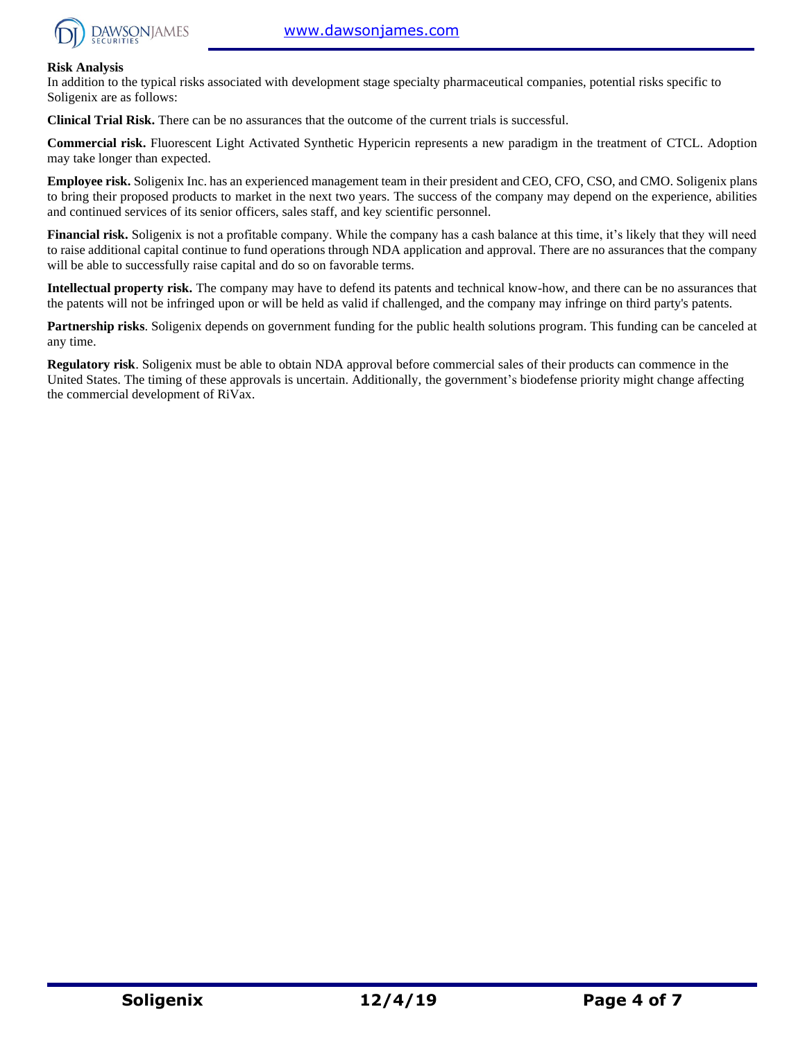**Risk Analysis**

In addition to the typical risks associated with development stage specialty pharmaceutical companies, potential risks specific to Soligenix are as follows:

**Clinical Trial Risk.** There can be no assurances that the outcome of the current trials is successful.

**Commercial risk.** Fluorescent Light Activated Synthetic Hypericin represents a new paradigm in the treatment of CTCL. Adoption may take longer than expected.

**Employee risk.** Soligenix Inc. has an experienced management team in their president and CEO, CFO, CSO, and CMO. Soligenix plans to bring their proposed products to market in the next two years. The success of the company may depend on the experience, abilities and continued services of its senior officers, sales staff, and key scientific personnel.

**Financial risk.** Soligenix is not a profitable company. While the company has a cash balance at this time, it's likely that they will need to raise additional capital continue to fund operations through NDA application and approval. There are no assurances that the company will be able to successfully raise capital and do so on favorable terms.

**Intellectual property risk.** The company may have to defend its patents and technical know-how, and there can be no assurances that the patents will not be infringed upon or will be held as valid if challenged, and the company may infringe on third party's patents.

**Partnership risks**. Soligenix depends on government funding for the public health solutions program. This funding can be canceled at any time.

**Regulatory risk**. Soligenix must be able to obtain NDA approval before commercial sales of their products can commence in the United States. The timing of these approvals is uncertain. Additionally, the government's biodefense priority might change affecting the commercial development of RiVax.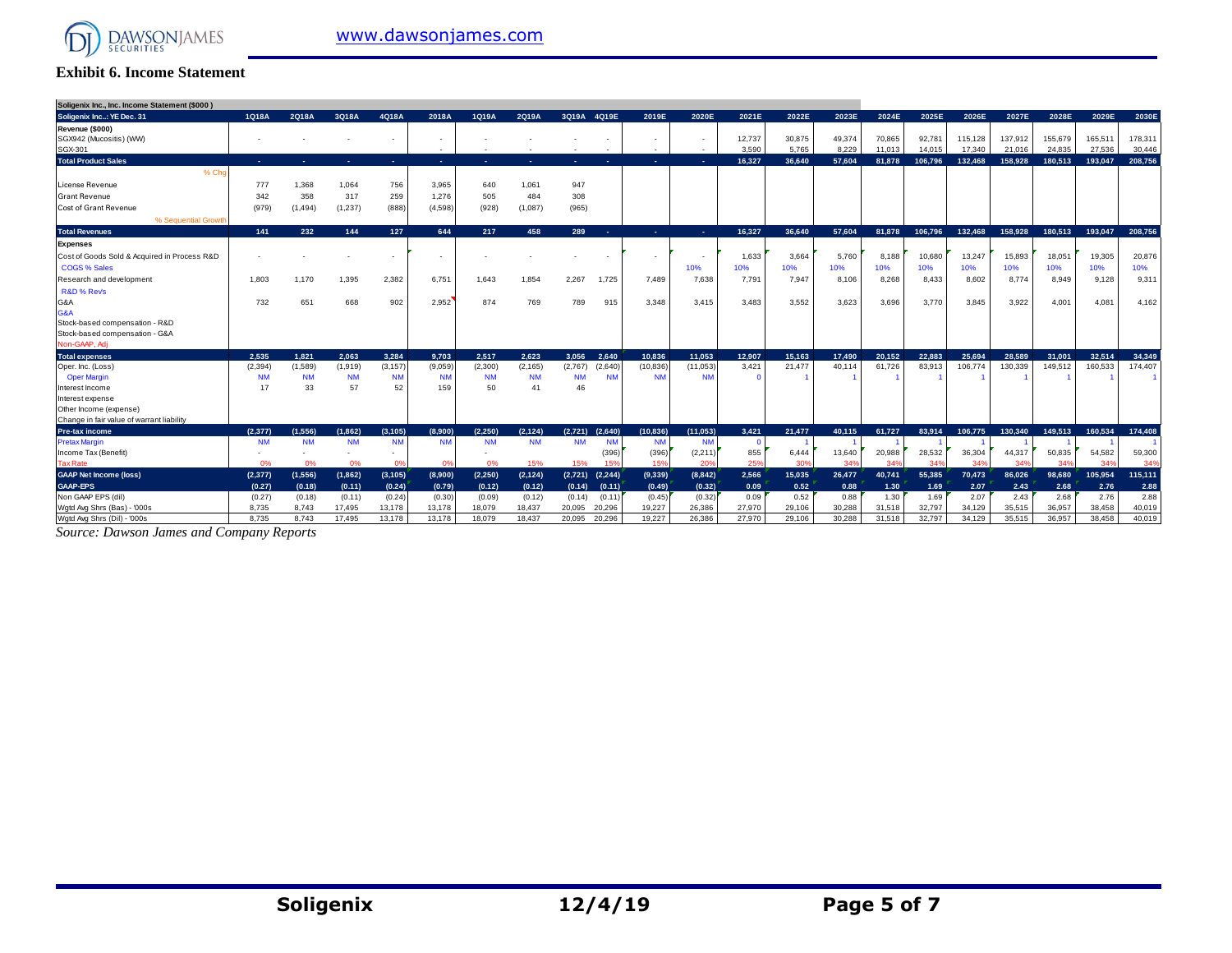## Exhibit 6. Income Statement

| Soligenix Inc., Inc. Income Statement ($000 ) | | | | | | | | | | | | | | | | | | | | | | |
|---|---|---|---|---|---|---|---|---|---|---|---|---|---|---|---|---|---|---|---|---|---|---|
| Soligenix Inc..: YE Dec. 31 | 1Q18A | 2Q18A | 3Q18A | 4Q18A | 2018A | 1Q19A | 2Q19A | 3Q19A | 4Q19E | 2019E | 2020E | 2021E | 2022E | 2023E | 2024E | 2025E | 2026E | 2027E | 2028E | 2029E | 2030E |
| **Revenue ($000)** | | | | | | | | | | | | | | | | | | | | | |
| SGX942 (Mucositis) (WW) | - | - | - | - | - | - | - | - | - | - | - | 12,737 | 30,875 | 49,374 | 70,865 | 92,781 | 115,128 | 137,912 | 155,679 | 165,511 | 178,311 |
| SGX-301 | | | | | - | - | - | - | - | - | - | 3,590 | 5,765 | 8,229 | 11,013 | 14,015 | 17,340 | 21,016 | 24,835 | 27,536 | 30,446 |
| **Total Product Sales** | - | - | - | - | - | - | - | - | - | - | - | 16,327 | 36,640 | 57,604 | 81,878 | 106,796 | 132,468 | 158,928 | 180,513 | 193,047 | 208,756 |
| % Chg | | | | | | | | | | | | | | | | | | | | | |
| License Revenue | 777 | 1,368 | 1,064 | 756 | 3,965 | 640 | 1,061 | 947 | | | | | | | | | | | | | |
| Grant Revenue | 342 | 358 | 317 | 259 | 1,276 | 505 | 484 | 308 | | | | | | | | | | | | | |
| Cost of Grant Revenue | (979) | (1,494) | (1,237) | (888) | (4,598) | (928) | (1,087) | (965) | | | | | | | | | | | | | |
| % Sequential Growth | | | | | | | | | | | | | | | | | | | | | |
| **Total Revenues** | 141 | 232 | 144 | 127 | 644 | 217 | 458 | 289 | - | - | - | 16,327 | 36,640 | 57,604 | 81,878 | 106,796 | 132,468 | 158,928 | 180,513 | 193,047 | 208,756 |
| **Expenses** | | | | | | | | | | | | | | | | | | | | | |
| Cost of Goods Sold & Acquired in Process R&D | - | - | - | - | - | - | - | - | - | - | - | 1,633 | 3,664 | 5,760 | 8,188 | 10,680 | 13,247 | 15,893 | 18,051 | 19,305 | 20,876 |
| COGS % Sales | | | | | | | | | | | 10% | 10% | 10% | 10% | 10% | 10% | 10% | 10% | 10% | 10% | 10% |
| Research and development | 1,803 | 1,170 | 1,395 | 2,382 | 6,751 | 1,643 | 1,854 | 2,267 | 1,725 | 7,489 | 7,638 | 7,791 | 7,947 | 8,106 | 8,268 | 8,433 | 8,602 | 8,774 | 8,949 | 9,128 | 9,311 |
| R&D % Rev's | | | | | | | | | | | | | | | | | | | | | |
| G&A | 732 | 651 | 668 | 902 | 2,952 | 874 | 769 | 789 | 915 | 3,348 | 3,415 | 3,483 | 3,552 | 3,623 | 3,696 | 3,770 | 3,845 | 3,922 | 4,001 | 4,081 | 4,162 |
| G&A | | | | | | | | | | | | | | | | | | | | | |
| Stock-based compensation - R&D | | | | | | | | | | | | | | | | | | | | | |
| Stock-based compensation - G&A | | | | | | | | | | | | | | | | | | | | | |
| Non-GAAP, Adj | | | | | | | | | | | | | | | | | | | | | |
| **Total expenses** | 2,535 | 1,821 | 2,063 | 3,284 | 9,703 | 2,517 | 2,623 | 3,056 | 2,640 | 10,836 | 11,053 | 12,907 | 15,163 | 17,490 | 20,152 | 22,883 | 25,694 | 28,589 | 31,001 | 32,514 | 34,349 |
| Oper. Inc. (Loss) | (2,394) | (1,589) | (1,919) | (3,157) | (9,059) | (2,300) | (2,165) | (2,767) | (2,640) | (10,836) | (11,053) | 3,421 | 21,477 | 40,114 | 61,726 | 83,913 | 106,774 | 130,339 | 149,512 | 160,533 | 174,407 |
| Oper Margin | NM | NM | NM | NM | NM | NM | NM | NM | NM | NM | NM | 0 | 1 | 1 | 1 | 1 | 1 | 1 | 1 | 1 | 1 |
| Interest Income | 17 | 33 | 57 | 52 | 159 | 50 | 41 | 46 | | | | | | | | | | | | | |
| Interest expense | | | | | | | | | | | | | | | | | | | | | |
| Other Income (expense) | | | | | | | | | | | | | | | | | | | | | |
| Change in fair value of warrant liability | | | | | | | | | | | | | | | | | | | | | |
| **Pre-tax income** | (2,377) | (1,556) | (1,862) | (3,105) | (8,900) | (2,250) | (2,124) | (2,721) | (2,640) | (10,836) | (11,053) | 3,421 | 21,477 | 40,115 | 61,727 | 83,914 | 106,775 | 130,340 | 149,513 | 160,534 | 174,408 |
| Pretax Margin | NM | NM | NM | NM | NM | NM | NM | NM | NM | NM | NM | 0 | 1 | 1 | 1 | 1 | 1 | 1 | 1 | 1 | 1 |
| Income Tax (Benefit) | - | - | - | - | | | - | | (396) | (396) | (2,211) | 855 | 6,444 | 13,640 | 20,988 | 28,532 | 36,304 | 44,317 | 50,835 | 54,582 | 59,300 |
| Tax Rate | 0% | 0% | 0% | 0% | 0% | 0% | 15% | 15% | 15% | 15% | 20% | 25% | 30% | 34% | 34% | 34% | 34% | 34% | 34% | 34% | 34% |
| **GAAP Net Income (loss)** | (2,377) | (1,556) | (1,862) | (3,105) | (8,900) | (2,250) | (2,124) | (2,721) | (2,244) | (9,339) | (8,842) | 2,566 | 15,035 | 26,477 | 40,741 | 55,385 | 70,473 | 86,026 | 98,680 | 105,954 | 115,111 |
| **GAAP-EPS** | (0.27) | (0.18) | (0.11) | (0.24) | (0.79) | (0.12) | (0.12) | (0.14) | (0.11) | (0.49) | (0.32) | 0.09 | 0.52 | 0.88 | 1.30 | 1.69 | 2.07 | 2.43 | 2.68 | 2.76 | 2.88 |
| Non GAAP EPS (dil) | (0.27) | (0.18) | (0.11) | (0.24) | (0.30) | (0.09) | (0.12) | (0.14) | (0.11) | (0.45) | (0.32) | 0.09 | 0.52 | 0.88 | 1.30 | 1.69 | 2.07 | 2.43 | 2.68 | 2.76 | 2.88 |
| Wgtd Avg Shrs (Bas) - '000s | 8,735 | 8,743 | 17,495 | 13,178 | 13,178 | 18,079 | 18,437 | 20,095 | 20,296 | 19,227 | 26,386 | 27,970 | 29,106 | 30,288 | 31,518 | 32,797 | 34,129 | 35,515 | 36,957 | 38,458 | 40,019 |
| Wgtd Avg Shrs (Dil) - '000s | 8,735 | 8,743 | 17,495 | 13,178 | 13,178 | 18,079 | 18,437 | 20,095 | 20,296 | 19,227 | 26,386 | 27,970 | 29,106 | 30,288 | 31,518 | 32,797 | 34,129 | 35,515 | 36,957 | 38,458 | 40,019 |

*Source: Dawson James and Company Reports*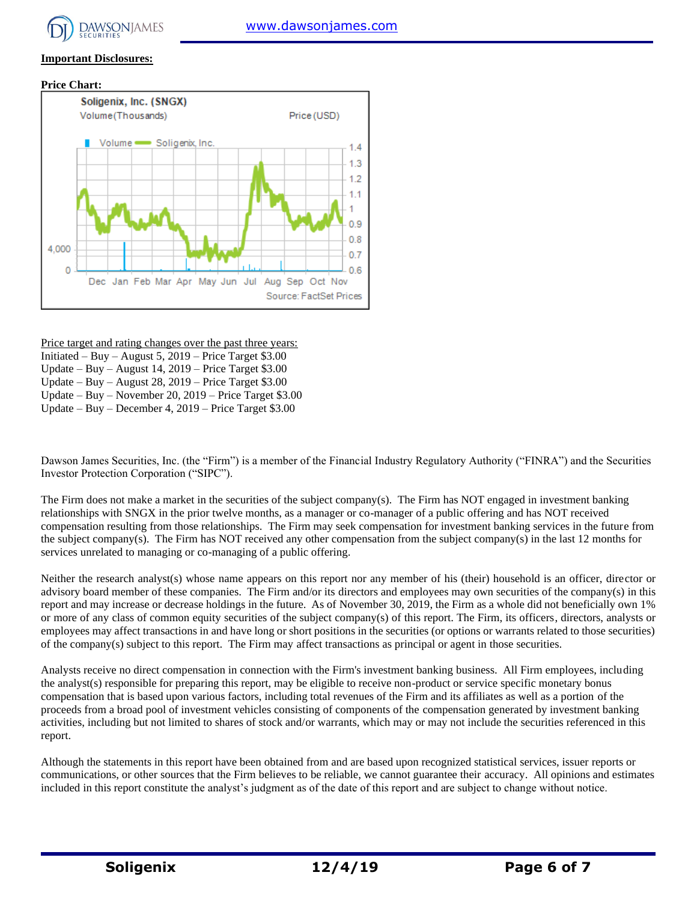**Important Disclosures:**

**Price Chart:**

Soligenix, Inc. (SNGX)

Volume(Thousands) Price (USD)

Volume Soligenix, Inc.

Source: FactSet Prices

Price target and rating changes over the past three years:
Initiated – Buy – August 5, 2019 – Price Target $3.00
Update – Buy – August 14, 2019 – Price Target $3.00
Update – Buy – August 28, 2019 – Price Target $3.00
Update – Buy – November 20, 2019 – Price Target $3.00
Update – Buy – December 4, 2019 – Price Target $3.00

Dawson James Securities, Inc. (the "Firm") is a member of the Financial Industry Regulatory Authority ("FINRA") and the Securities Investor Protection Corporation ("SIPC").

The Firm does not make a market in the securities of the subject company(s). The Firm has NOT engaged in investment banking relationships with SNGX in the prior twelve months, as a manager or co-manager of a public offering and has NOT received compensation resulting from those relationships. The Firm may seek compensation for investment banking services in the future from the subject company(s). The Firm has NOT received any other compensation from the subject company(s) in the last 12 months for services unrelated to managing or co-managing of a public offering.

Neither the research analyst(s) whose name appears on this report nor any member of his (their) household is an officer, director or advisory board member of these companies. The Firm and/or its directors and employees may own securities of the company(s) in this report and may increase or decrease holdings in the future. As of November 30, 2019, the Firm as a whole did not beneficially own 1% or more of any class of common equity securities of the subject company(s) of this report. The Firm, its officers, directors, analysts or employees may affect transactions in and have long or short positions in the securities (or options or warrants related to those securities) of the company(s) subject to this report. The Firm may affect transactions as principal or agent in those securities.

Analysts receive no direct compensation in connection with the Firm's investment banking business. All Firm employees, including the analyst(s) responsible for preparing this report, may be eligible to receive non-product or service specific monetary bonus compensation that is based upon various factors, including total revenues of the Firm and its affiliates as well as a portion of the proceeds from a broad pool of investment vehicles consisting of components of the compensation generated by investment banking activities, including but not limited to shares of stock and/or warrants, which may or may not include the securities referenced in this report.

Although the statements in this report have been obtained from and are based upon recognized statistical services, issuer reports or communications, or other sources that the Firm believes to be reliable, we cannot guarantee their accuracy. All opinions and estimates included in this report constitute the analyst's judgment as of the date of this report and are subject to change without notice.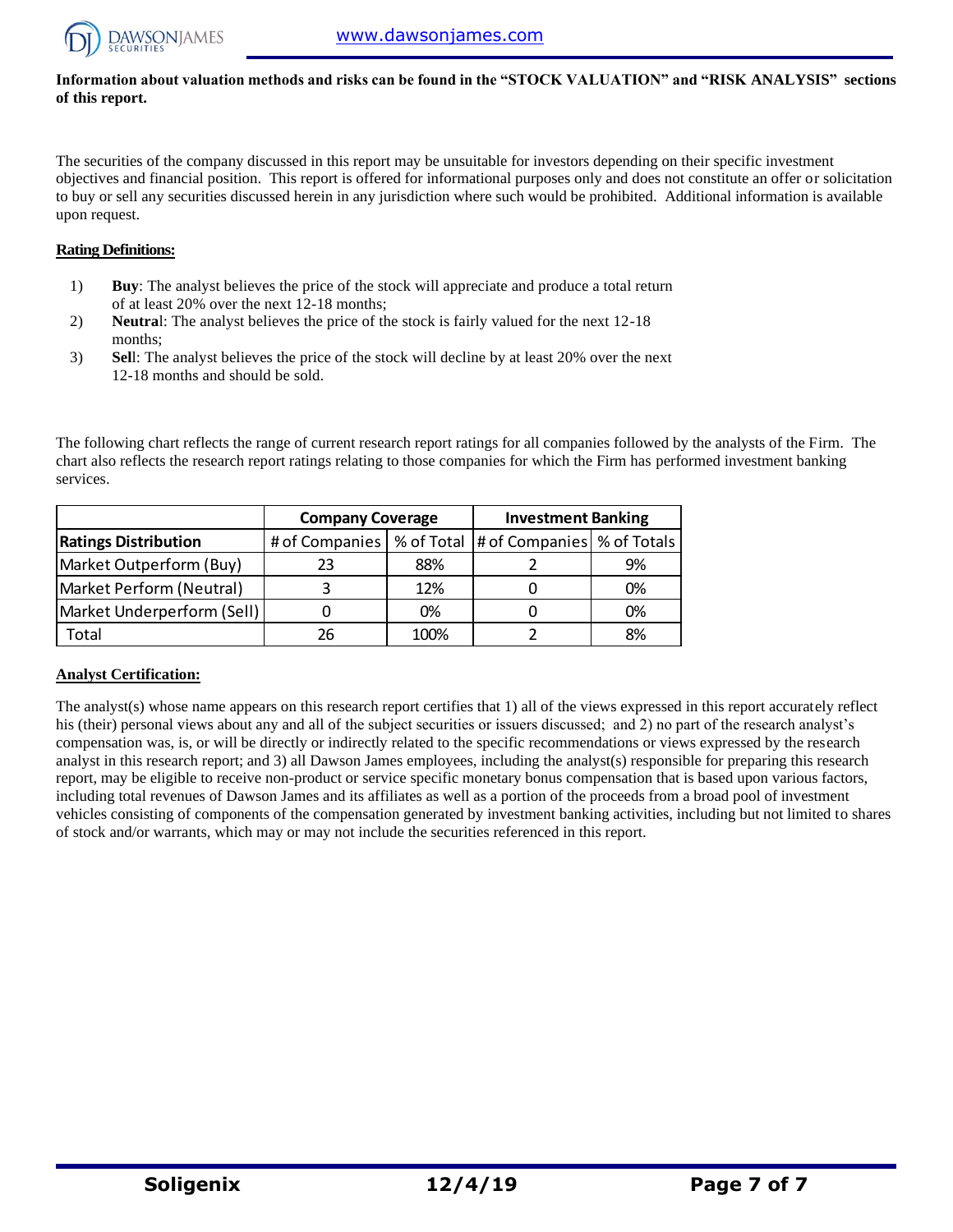**Information about valuation methods and risks can be found in the "STOCK VALUATION" and "RISK ANALYSIS" sections of this report.**

The securities of the company discussed in this report may be unsuitable for investors depending on their specific investment objectives and financial position. This report is offered for informational purposes only and does not constitute an offer or solicitation to buy or sell any securities discussed herein in any jurisdiction where such would be prohibited. Additional information is available upon request.

**Rating Definitions:**

1) **Buy**: The analyst believes the price of the stock will appreciate and produce a total return of at least 20% over the next 12-18 months;
2) **Neutral**: The analyst believes the price of the stock is fairly valued for the next 12-18 months;
3) **Sell**: The analyst believes the price of the stock will decline by at least 20% over the next 12-18 months and should be sold.

The following chart reflects the range of current research report ratings for all companies followed by the analysts of the Firm. The chart also reflects the research report ratings relating to those companies for which the Firm has performed investment banking services.

| | Company Coverage | | Investment Banking | |
|---|---|---|---|---|
| **Ratings Distribution** | # of Companies | % of Total | # of Companies | % of Totals |
| Market Outperform (Buy) | 23 | 88% | 2 | 9% |
| Market Perform (Neutral) | 3 | 12% | 0 | 0% |
| Market Underperform (Sell) | 0 | 0% | 0 | 0% |
| Total | 26 | 100% | 2 | 8% |

**Analyst Certification:**

The analyst(s) whose name appears on this research report certifies that 1) all of the views expressed in this report accurately reflect his (their) personal views about any and all of the subject securities or issuers discussed; and 2) no part of the research analyst's compensation was, is, or will be directly or indirectly related to the specific recommendations or views expressed by the research analyst in this research report; and 3) all Dawson James employees, including the analyst(s) responsible for preparing this research report, may be eligible to receive non-product or service specific monetary bonus compensation that is based upon various factors, including total revenues of Dawson James and its affiliates as well as a portion of the proceeds from a broad pool of investment vehicles consisting of components of the compensation generated by investment banking activities, including but not limited to shares of stock and/or warrants, which may or may not include the securities referenced in this report.